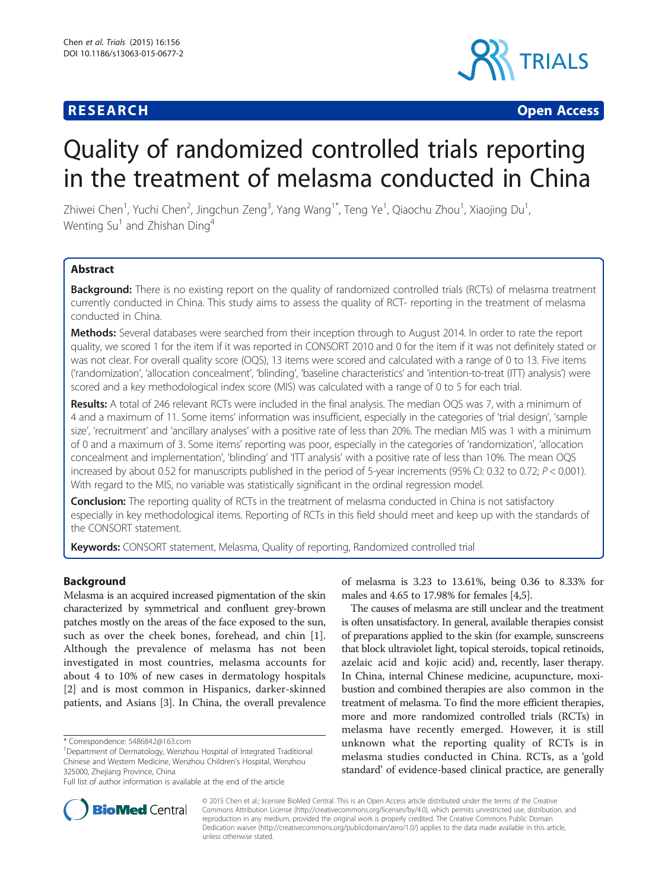**RESEARCH** **Open Access**

# Quality of randomized controlled trials reporting in the treatment of melasma conducted in China

Zhiwei Chen[1], Yuchi Chen[2], Jingchun Zeng[3], Yang Wang[1*], Teng Ye[1], Qiaochu Zhou[1], Xiaojing Du[1], Wenting Su[1] and Zhishan Ding[4]

## Abstract

**Background:** There is no existing report on the quality of randomized controlled trials (RCTs) of melasma treatment currently conducted in China. This study aims to assess the quality of RCT- reporting in the treatment of melasma conducted in China.

**Methods:** Several databases were searched from their inception through to August 2014. In order to rate the report quality, we scored 1 for the item if it was reported in CONSORT 2010 and 0 for the item if it was not definitely stated or was not clear. For overall quality score (OQS), 13 items were scored and calculated with a range of 0 to 13. Five items ('randomization', 'allocation concealment', 'blinding', 'baseline characteristics' and 'intention-to-treat (ITT) analysis') were scored and a key methodological index score (MIS) was calculated with a range of 0 to 5 for each trial.

**Results:** A total of 246 relevant RCTs were included in the final analysis. The median OQS was 7, with a minimum of 4 and a maximum of 11. Some items' information was insufficient, especially in the categories of 'trial design', 'sample size', 'recruitment' and 'ancillary analyses' with a positive rate of less than 20%. The median MIS was 1 with a minimum of 0 and a maximum of 3. Some items' reporting was poor, especially in the categories of 'randomization', 'allocation concealment and implementation', 'blinding' and 'ITT analysis' with a positive rate of less than 10%. The mean OQS increased by about 0.52 for manuscripts published in the period of 5-year increments (95% CI: 0.32 to 0.72; $P < 0.001$). With regard to the MIS, no variable was statistically significant in the ordinal regression model.

**Conclusion:** The reporting quality of RCTs in the treatment of melasma conducted in China is not satisfactory especially in key methodological items. Reporting of RCTs in this field should meet and keep up with the standards of the CONSORT statement.

**Keywords:** CONSORT statement, Melasma, Quality of reporting, Randomized controlled trial

## Background

Melasma is an acquired increased pigmentation of the skin characterized by symmetrical and confluent grey-brown patches mostly on the areas of the face exposed to the sun, such as over the cheek bones, forehead, and chin [1]. Although the prevalence of melasma has not been investigated in most countries, melasma accounts for about 4 to 10% of new cases in dermatology hospitals [2] and is most common in Hispanics, darker-skinned patients, and Asians [3]. In China, the overall prevalence of melasma is 3.23 to 13.61%, being 0.36 to 8.33% for males and 4.65 to 17.98% for females [4,5].

The causes of melasma are still unclear and the treatment is often unsatisfactory. In general, available therapies consist of preparations applied to the skin (for example, sunscreens that block ultraviolet light, topical steroids, topical retinoids, azelaic acid and kojic acid) and, recently, laser therapy. In China, internal Chinese medicine, acupuncture, moxibustion and combined therapies are also common in the treatment of melasma. To find the more efficient therapies, more and more randomized controlled trials (RCTs) in melasma have recently emerged. However, it is still unknown what the reporting quality of RCTs is in melasma studies conducted in China. RCTs, as a 'gold standard' of evidence-based clinical practice, are generally

\* Correspondence: 5486842@163.com
[1]Department of Dermatology, Wenzhou Hospital of Integrated Traditional Chinese and Western Medicine, Wenzhou Children's Hospital, Wenzhou 325000, Zhejiang Province, China
Full list of author information is available at the end of the article

© 2015 Chen et al.; licensee BioMed Central. This is an Open Access article distributed under the terms of the Creative Commons Attribution License (http://creativecommons.org/licenses/by/4.0), which permits unrestricted use, distribution, and reproduction in any medium, provided the original work is properly credited. The Creative Commons Public Domain Dedication waiver (http://creativecommons.org/publicdomain/zero/1.0/) applies to the data made available in this article, unless otherwise stated.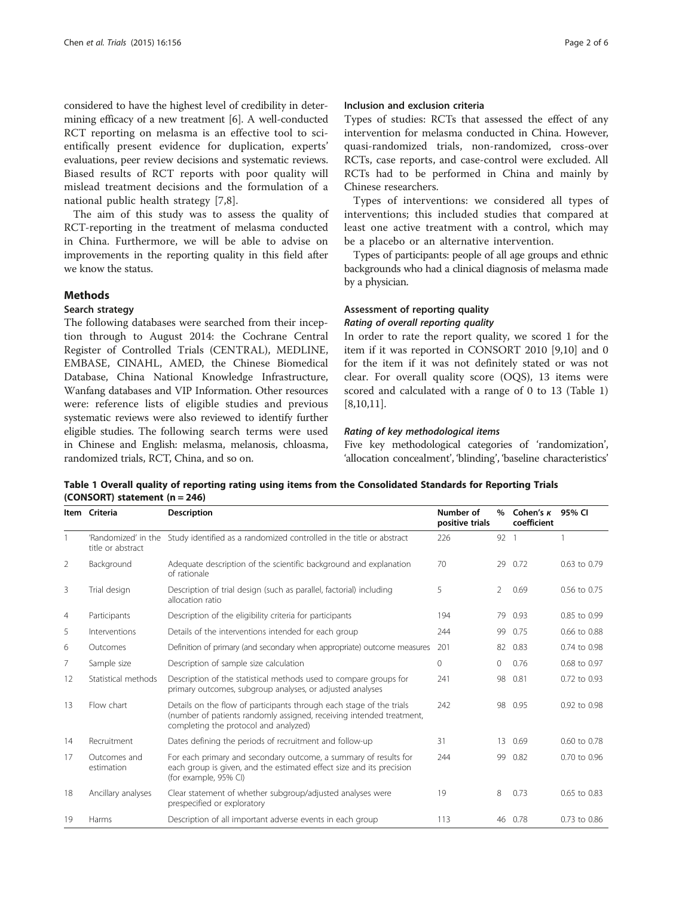considered to have the highest level of credibility in determining efficacy of a new treatment [6]. A well-conducted RCT reporting on melasma is an effective tool to scientifically present evidence for duplication, experts' evaluations, peer review decisions and systematic reviews. Biased results of RCT reports with poor quality will mislead treatment decisions and the formulation of a national public health strategy [7,8].

The aim of this study was to assess the quality of RCT-reporting in the treatment of melasma conducted in China. Furthermore, we will be able to advise on improvements in the reporting quality in this field after we know the status.

## Methods

### Search strategy

The following databases were searched from their inception through to August 2014: the Cochrane Central Register of Controlled Trials (CENTRAL), MEDLINE, EMBASE, CINAHL, AMED, the Chinese Biomedical Database, China National Knowledge Infrastructure, Wanfang databases and VIP Information. Other resources were: reference lists of eligible studies and previous systematic reviews were also reviewed to identify further eligible studies. The following search terms were used in Chinese and English: melasma, melanosis, chloasma, randomized trials, RCT, China, and so on.

### Inclusion and exclusion criteria

Types of studies: RCTs that assessed the effect of any intervention for melasma conducted in China. However, quasi-randomized trials, non-randomized, cross-over RCTs, case reports, and case-control were excluded. All RCTs had to be performed in China and mainly by Chinese researchers.

Types of interventions: we considered all types of interventions; this included studies that compared at least one active treatment with a control, which may be a placebo or an alternative intervention.

Types of participants: people of all age groups and ethnic backgrounds who had a clinical diagnosis of melasma made by a physician.

### Assessment of reporting quality

#### *Rating of overall reporting quality*

In order to rate the report quality, we scored 1 for the item if it was reported in CONSORT 2010 [9,10] and 0 for the item if it was not definitely stated or was not clear. For overall quality score (OQS), 13 items were scored and calculated with a range of 0 to 13 (Table 1) [8,10,11].

#### *Rating of key methodological items*

Five key methodological categories of 'randomization', 'allocation concealment', 'blinding', 'baseline characteristics'

**Table 1 Overall quality of reporting rating using items from the Consolidated Standards for Reporting Trials (CONSORT) statement (n = 246)**

| Item | Criteria | Description | Number of positive trials | % | Cohen's κ coefficient | 95% CI |
|---|---|---|---|---|---|---|
| 1 | 'Randomized' in the title or abstract | Study identified as a randomized controlled in the title or abstract | 226 | 92 | 1 | 1 |
| 2 | Background | Adequate description of the scientific background and explanation of rationale | 70 | 29 | 0.72 | 0.63 to 0.79 |
| 3 | Trial design | Description of trial design (such as parallel, factorial) including allocation ratio | 5 | 2 | 0.69 | 0.56 to 0.75 |
| 4 | Participants | Description of the eligibility criteria for participants | 194 | 79 | 0.93 | 0.85 to 0.99 |
| 5 | Interventions | Details of the interventions intended for each group | 244 | 99 | 0.75 | 0.66 to 0.88 |
| 6 | Outcomes | Definition of primary (and secondary when appropriate) outcome measures | 201 | 82 | 0.83 | 0.74 to 0.98 |
| 7 | Sample size | Description of sample size calculation | 0 | 0 | 0.76 | 0.68 to 0.97 |
| 12 | Statistical methods | Description of the statistical methods used to compare groups for primary outcomes, subgroup analyses, or adjusted analyses | 241 | 98 | 0.81 | 0.72 to 0.93 |
| 13 | Flow chart | Details on the flow of participants through each stage of the trials (number of patients randomly assigned, receiving intended treatment, completing the protocol and analyzed) | 242 | 98 | 0.95 | 0.92 to 0.98 |
| 14 | Recruitment | Dates defining the periods of recruitment and follow-up | 31 | 13 | 0.69 | 0.60 to 0.78 |
| 17 | Outcomes and estimation | For each primary and secondary outcome, a summary of results for each group is given, and the estimated effect size and its precision (for example, 95% CI) | 244 | 99 | 0.82 | 0.70 to 0.96 |
| 18 | Ancillary analyses | Clear statement of whether subgroup/adjusted analyses were prespecified or exploratory | 19 | 8 | 0.73 | 0.65 to 0.83 |
| 19 | Harms | Description of all important adverse events in each group | 113 | 46 | 0.78 | 0.73 to 0.86 |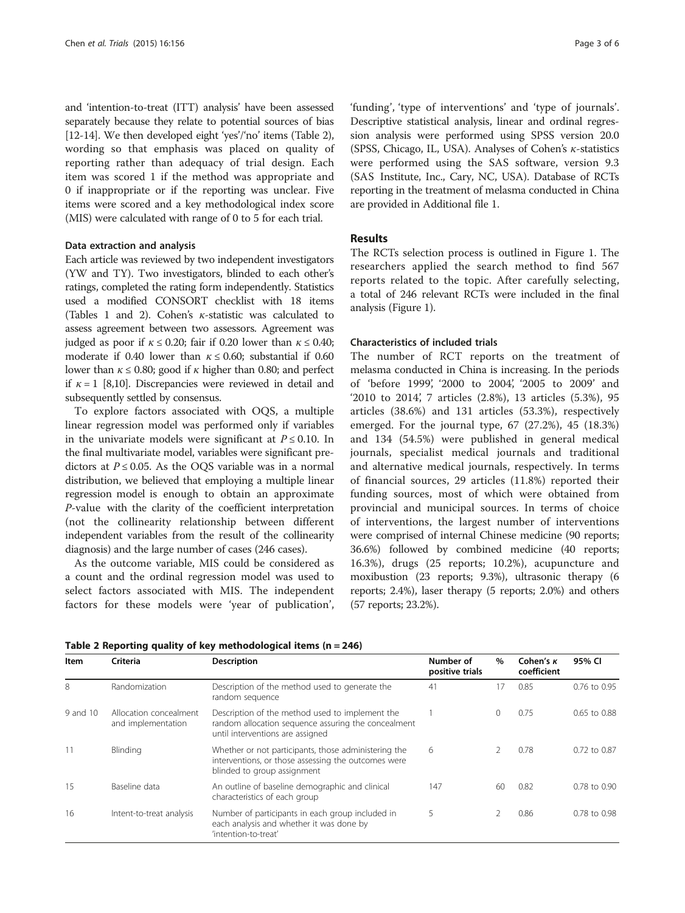and 'intention-to-treat (ITT) analysis' have been assessed separately because they relate to potential sources of bias [12-14]. We then developed eight 'yes'/'no' items (Table 2), wording so that emphasis was placed on quality of reporting rather than adequacy of trial design. Each item was scored 1 if the method was appropriate and 0 if inappropriate or if the reporting was unclear. Five items were scored and a key methodological index score (MIS) were calculated with range of 0 to 5 for each trial.

### Data extraction and analysis

Each article was reviewed by two independent investigators (YW and TY). Two investigators, blinded to each other's ratings, completed the rating form independently. Statistics used a modified CONSORT checklist with 18 items (Tables 1 and 2). Cohen's $\kappa$-statistic was calculated to assess agreement between two assessors. Agreement was judged as poor if $\kappa \leq 0.20$; fair if 0.20 lower than $\kappa \leq 0.40$; moderate if 0.40 lower than $\kappa \leq 0.60$; substantial if 0.60 lower than $\kappa \leq 0.80$; good if $\kappa$ higher than 0.80; and perfect if $\kappa = 1$ [8,10]. Discrepancies were reviewed in detail and subsequently settled by consensus.

To explore factors associated with OQS, a multiple linear regression model was performed only if variables in the univariate models were significant at $P \leq 0.10$. In the final multivariate model, variables were significant predictors at $P \leq 0.05$. As the OQS variable was in a normal distribution, we believed that employing a multiple linear regression model is enough to obtain an approximate $P$-value with the clarity of the coefficient interpretation (not the collinearity relationship between different independent variables from the result of the collinearity diagnosis) and the large number of cases (246 cases).

As the outcome variable, MIS could be considered as a count and the ordinal regression model was used to select factors associated with MIS. The independent factors for these models were 'year of publication', 'funding', 'type of interventions' and 'type of journals'. Descriptive statistical analysis, linear and ordinal regression analysis were performed using SPSS version 20.0 (SPSS, Chicago, IL, USA). Analyses of Cohen's $\kappa$-statistics were performed using the SAS software, version 9.3 (SAS Institute, Inc., Cary, NC, USA). Database of RCTs reporting in the treatment of melasma conducted in China are provided in Additional file 1.

## Results

The RCTs selection process is outlined in Figure 1. The researchers applied the search method to find 567 reports related to the topic. After carefully selecting, a total of 246 relevant RCTs were included in the final analysis (Figure 1).

### Characteristics of included trials

The number of RCT reports on the treatment of melasma conducted in China is increasing. In the periods of 'before 1999', '2000 to 2004', '2005 to 2009' and '2010 to 2014', 7 articles (2.8%), 13 articles (5.3%), 95 articles (38.6%) and 131 articles (53.3%), respectively emerged. For the journal type, 67 (27.2%), 45 (18.3%) and 134 (54.5%) were published in general medical journals, specialist medical journals and traditional and alternative medical journals, respectively. In terms of financial sources, 29 articles (11.8%) reported their funding sources, most of which were obtained from provincial and municipal sources. In terms of choice of interventions, the largest number of interventions were comprised of internal Chinese medicine (90 reports; 36.6%) followed by combined medicine (40 reports; 16.3%), drugs (25 reports; 10.2%), acupuncture and moxibustion (23 reports; 9.3%), ultrasonic therapy (6 reports; 2.4%), laser therapy (5 reports; 2.0%) and others (57 reports; 23.2%).

**Table 2 Reporting quality of key methodological items (n = 246)**

| Item | Criteria | Description | Number of positive trials | % | Cohen's $\kappa$ coefficient | 95% CI |
|---|---|---|---|---|---|---|
| 8 | Randomization | Description of the method used to generate the random sequence | 41 | 17 | 0.85 | 0.76 to 0.95 |
| 9 and 10 | Allocation concealment and implementation | Description of the method used to implement the random allocation sequence assuring the concealment until interventions are assigned | 1 | 0 | 0.75 | 0.65 to 0.88 |
| 11 | Blinding | Whether or not participants, those administering the interventions, or those assessing the outcomes were blinded to group assignment | 6 | 2 | 0.78 | 0.72 to 0.87 |
| 15 | Baseline data | An outline of baseline demographic and clinical characteristics of each group | 147 | 60 | 0.82 | 0.78 to 0.90 |
| 16 | Intent-to-treat analysis | Number of participants in each group included in each analysis and whether it was done by 'intention-to-treat' | 5 | 2 | 0.86 | 0.78 to 0.98 |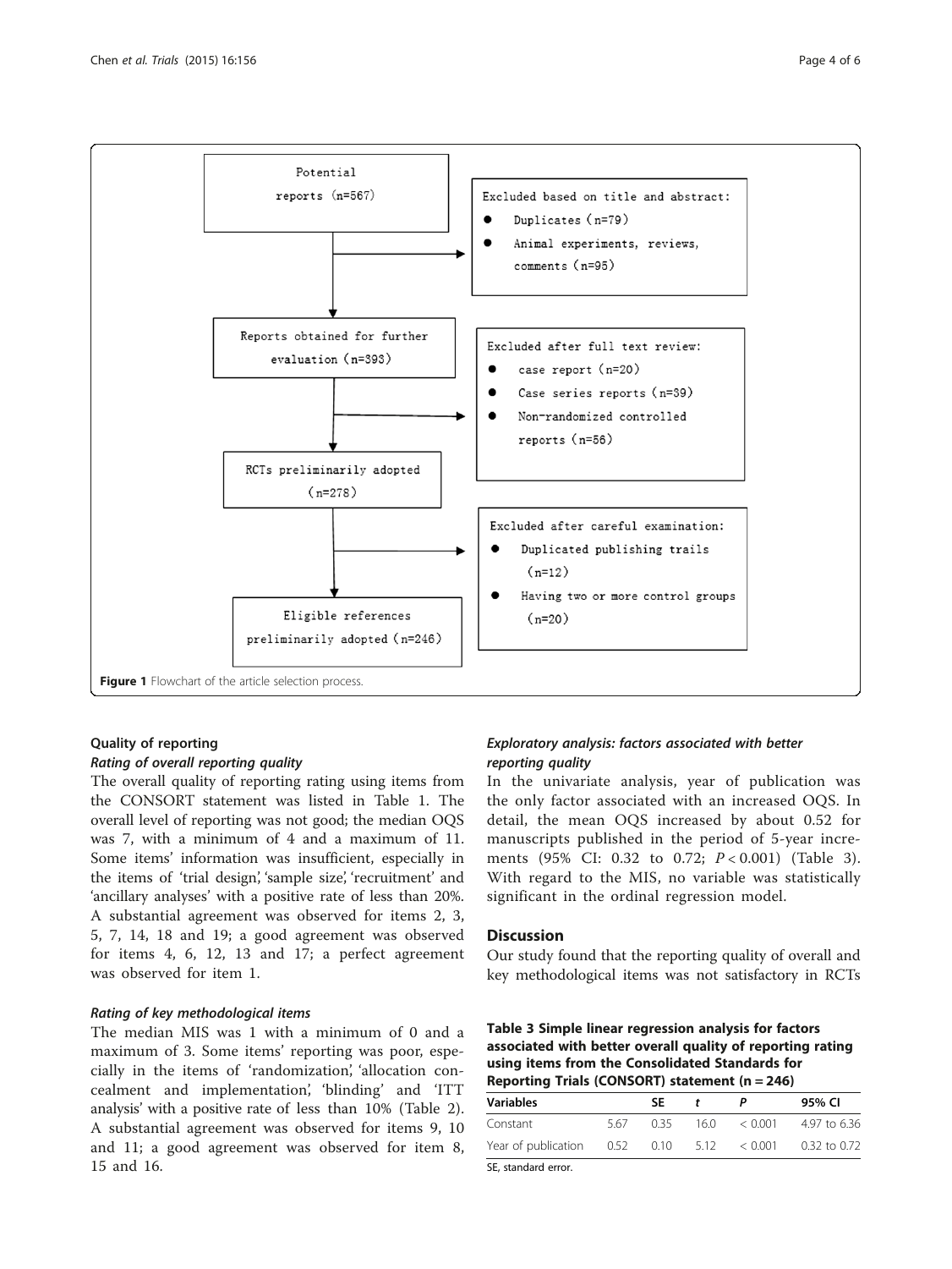Potential reports (n=567)

Excluded based on title and abstract:
- Duplicates (n=79)
- Animal experiments, reviews, comments (n=95)

Reports obtained for further evaluation (n=393)

Excluded after full text review:
- case report (n=20)
- Case series reports (n=39)
- Non-randomized controlled reports (n=56)

RCTs preliminarily adopted (n=278)

Excluded after careful examination:
- Duplicated publishing trails (n=12)
- Having two or more control groups (n=20)

Eligible references preliminarily adopted (n=246)

**Figure 1** Flowchart of the article selection process.

### Quality of reporting

#### *Rating of overall reporting quality*

The overall quality of reporting rating using items from the CONSORT statement was listed in Table 1. The overall level of reporting was not good; the median OQS was 7, with a minimum of 4 and a maximum of 11. Some items' information was insufficient, especially in the items of 'trial design', 'sample size', 'recruitment' and 'ancillary analyses' with a positive rate of less than 20%. A substantial agreement was observed for items 2, 3, 5, 7, 14, 18 and 19; a good agreement was observed for items 4, 6, 12, 13 and 17; a perfect agreement was observed for item 1.

#### *Rating of key methodological items*

The median MIS was 1 with a minimum of 0 and a maximum of 3. Some items' reporting was poor, especially in the items of 'randomization', 'allocation concealment and implementation', 'blinding' and 'ITT analysis' with a positive rate of less than 10% (Table 2). A substantial agreement was observed for items 9, 10 and 11; a good agreement was observed for item 8, 15 and 16.

#### *Exploratory analysis: factors associated with better reporting quality*

In the univariate analysis, year of publication was the only factor associated with an increased OQS. In detail, the mean OQS increased by about 0.52 for manuscripts published in the period of 5-year increments (95% CI: 0.32 to 0.72; $P < 0.001$) (Table 3). With regard to the MIS, no variable was statistically significant in the ordinal regression model.

## Discussion

Our study found that the reporting quality of overall and key methodological items was not satisfactory in RCTs

**Table 3 Simple linear regression analysis for factors associated with better overall quality of reporting rating using items from the Consolidated Standards for Reporting Trials (CONSORT) statement (n = 246)**

| Variables | | SE | *t* | *P* | 95% CI |
|---|---|---|---|---|---|
| Constant | 5.67 | 0.35 | 16.0 | < 0.001 | 4.97 to 6.36 |
| Year of publication | 0.52 | 0.10 | 5.12 | < 0.001 | 0.32 to 0.72 |

SE, standard error.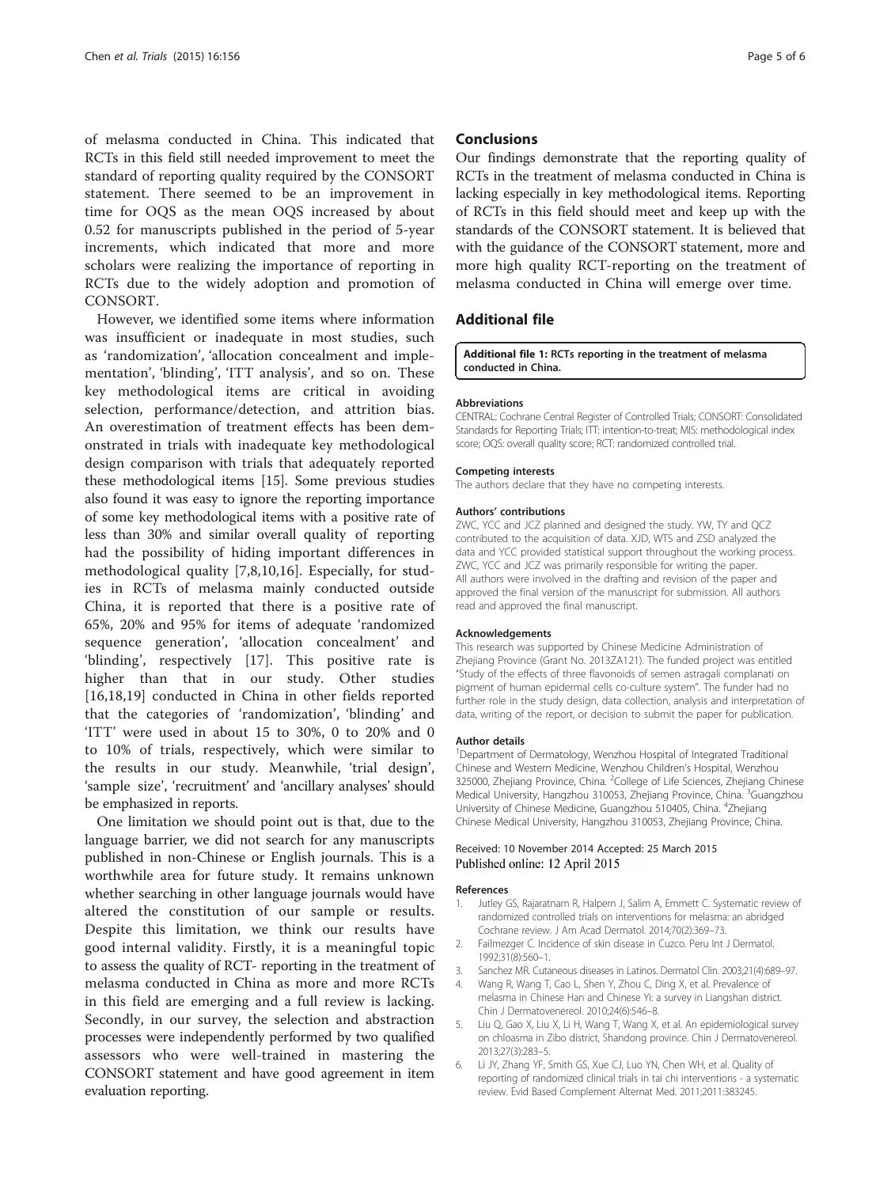of melasma conducted in China. This indicated that RCTs in this field still needed improvement to meet the standard of reporting quality required by the CONSORT statement. There seemed to be an improvement in time for OQS as the mean OQS increased by about 0.52 for manuscripts published in the period of 5-year increments, which indicated that more and more scholars were realizing the importance of reporting in RCTs due to the widely adoption and promotion of CONSORT.

However, we identified some items where information was insufficient or inadequate in most studies, such as 'randomization', 'allocation concealment and implementation', 'blinding', 'ITT analysis', and so on. These key methodological items are critical in avoiding selection, performance/detection, and attrition bias. An overestimation of treatment effects has been demonstrated in trials with inadequate key methodological design comparison with trials that adequately reported these methodological items [15]. Some previous studies also found it was easy to ignore the reporting importance of some key methodological items with a positive rate of less than 30% and similar overall quality of reporting had the possibility of hiding important differences in methodological quality [7,8,10,16]. Especially, for studies in RCTs of melasma mainly conducted outside China, it is reported that there is a positive rate of 65%, 20% and 95% for items of adequate 'randomized sequence generation', 'allocation concealment' and 'blinding', respectively [17]. This positive rate is higher than that in our study. Other studies [16,18,19] conducted in China in other fields reported that the categories of 'randomization', 'blinding' and 'ITT' were used in about 15 to 30%, 0 to 20% and 0 to 10% of trials, respectively, which were similar to the results in our study. Meanwhile, 'trial design', 'sample size', 'recruitment' and 'ancillary analyses' should be emphasized in reports.

One limitation we should point out is that, due to the language barrier, we did not search for any manuscripts published in non-Chinese or English journals. This is a worthwhile area for future study. It remains unknown whether searching in other language journals would have altered the constitution of our sample or results. Despite this limitation, we think our results have good internal validity. Firstly, it is a meaningful topic to assess the quality of RCT- reporting in the treatment of melasma conducted in China as more and more RCTs in this field are emerging and a full review is lacking. Secondly, in our survey, the selection and abstraction processes were independently performed by two qualified assessors who were well-trained in mastering the CONSORT statement and have good agreement in item evaluation reporting.

## Conclusions

Our findings demonstrate that the reporting quality of RCTs in the treatment of melasma conducted in China is lacking especially in key methodological items. Reporting of RCTs in this field should meet and keep up with the standards of the CONSORT statement. It is believed that with the guidance of the CONSORT statement, more and more high quality RCT-reporting on the treatment of melasma conducted in China will emerge over time.

## Additional file

**Additional file 1:** RCTs reporting in the treatment of melasma conducted in China.

#### Abbreviations

CENTRAL: Cochrane Central Register of Controlled Trials; CONSORT: Consolidated Standards for Reporting Trials; ITT: intention-to-treat; MIS: methodological index score; OQS: overall quality score; RCT: randomized controlled trial.

#### Competing interests

The authors declare that they have no competing interests.

#### Authors' contributions

ZWC, YCC and JCZ planned and designed the study. YW, TY and QCZ contributed to the acquisition of data. XJD, WTS and ZSD analyzed the data and YCC provided statistical support throughout the working process. ZWC, YCC and JCZ was primarily responsible for writing the paper. All authors were involved in the drafting and revision of the paper and approved the final version of the manuscript for submission. All authors read and approved the final manuscript.

#### Acknowledgements

This research was supported by Chinese Medicine Administration of Zhejiang Province (Grant No. 2013ZA121). The funded project was entitled "Study of the effects of three flavonoids of semen astragali complanati on pigment of human epidermal cells co-culture system". The funder had no further role in the study design, data collection, analysis and interpretation of data, writing of the report, or decision to submit the paper for publication.

#### Author details

[1]Department of Dermatology, Wenzhou Hospital of Integrated Traditional Chinese and Western Medicine, Wenzhou Children's Hospital, Wenzhou 325000, Zhejiang Province, China. [2]College of Life Sciences, Zhejiang Chinese Medical University, Hangzhou 310053, Zhejiang Province, China. [3]Guangzhou University of Chinese Medicine, Guangzhou 510405, China. [4]Zhejiang Chinese Medical University, Hangzhou 310053, Zhejiang Province, China.

Received: 10 November 2014 Accepted: 25 March 2015
Published online: 12 April 2015

#### References

1. Jutley GS, Rajaratnam R, Halpern J, Salim A, Emmett C. Systematic review of randomized controlled trials on interventions for melasma: an abridged Cochrane review. J Am Acad Dermatol. 2014;70(2):369–73.
2. Failmezger C. Incidence of skin disease in Cuzco. Peru Int J Dermatol. 1992;31(8):560–1.
3. Sanchez MR. Cutaneous diseases in Latinos. Dermatol Clin. 2003;21(4):689–97.
4. Wang R, Wang T, Cao L, Shen Y, Zhou C, Ding X, et al. Prevalence of melasma in Chinese Han and Chinese Yi: a survey in Liangshan district. Chin J Dermatovenereol. 2010;24(6):546–8.
5. Liu Q, Gao X, Liu X, Li H, Wang T, Wang X, et al. An epidemiological survey on chloasma in Zibo district, Shandong province. Chin J Dermatovenereol. 2013;27(3):283–5.
6. Li JY, Zhang YF, Smith GS, Xue CJ, Luo YN, Chen WH, et al. Quality of reporting of randomized clinical trials in tai chi interventions - a systematic review. Evid Based Complement Alternat Med. 2011;2011:383245.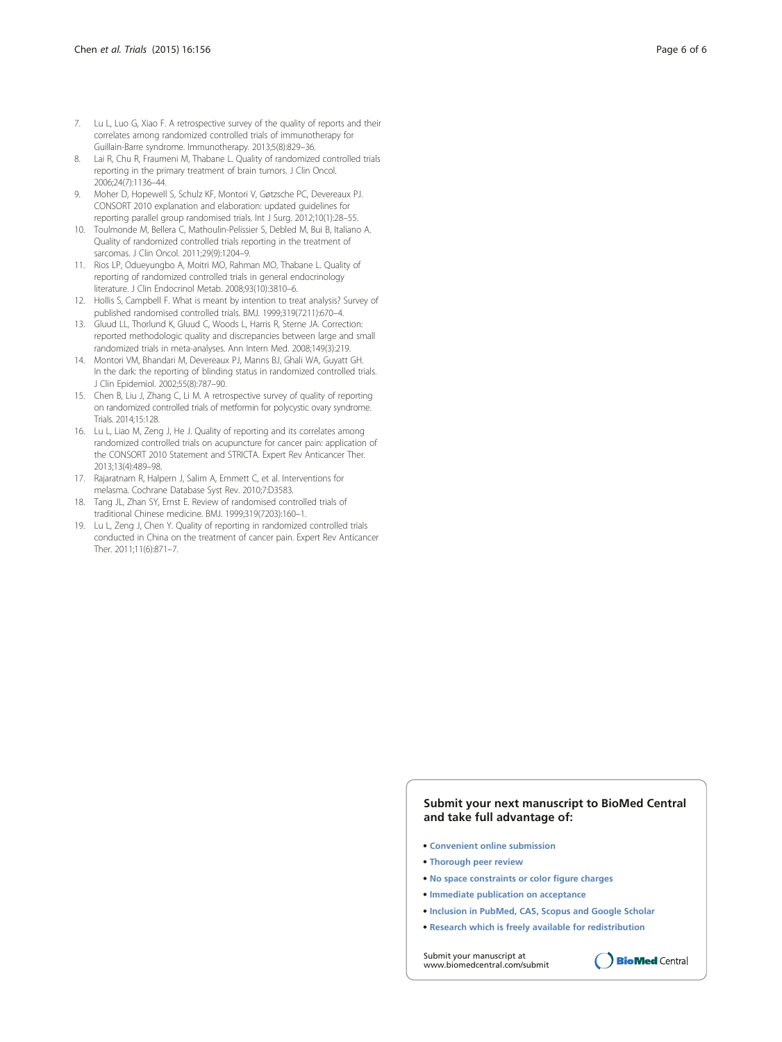7. Lu L, Luo G, Xiao F. A retrospective survey of the quality of reports and their correlates among randomized controlled trials of immunotherapy for Guillain-Barre syndrome. Immunotherapy. 2013;5(8):829–36.
8. Lai R, Chu R, Fraumeni M, Thabane L. Quality of randomized controlled trials reporting in the primary treatment of brain tumors. J Clin Oncol. 2006;24(7):1136–44.
9. Moher D, Hopewell S, Schulz KF, Montori V, Gøtzsche PC, Devereaux PJ. CONSORT 2010 explanation and elaboration: updated guidelines for reporting parallel group randomised trials. Int J Surg. 2012;10(1):28–55.
10. Toulmonde M, Bellera C, Mathoulin-Pelissier S, Debled M, Bui B, Italiano A. Quality of randomized controlled trials reporting in the treatment of sarcomas. J Clin Oncol. 2011;29(9):1204–9.
11. Rios LP, Odueyungbo A, Moitri MO, Rahman MO, Thabane L. Quality of reporting of randomized controlled trials in general endocrinology literature. J Clin Endocrinol Metab. 2008;93(10):3810–6.
12. Hollis S, Campbell F. What is meant by intention to treat analysis? Survey of published randomised controlled trials. BMJ. 1999;319(7211):670–4.
13. Gluud LL, Thorlund K, Gluud C, Woods L, Harris R, Sterne JA. Correction: reported methodologic quality and discrepancies between large and small randomized trials in meta-analyses. Ann Intern Med. 2008;149(3):219.
14. Montori VM, Bhandari M, Devereaux PJ, Manns BJ, Ghali WA, Guyatt GH. In the dark: the reporting of blinding status in randomized controlled trials. J Clin Epidemiol. 2002;55(8):787–90.
15. Chen B, Liu J, Zhang C, Li M. A retrospective survey of quality of reporting on randomized controlled trials of metformin for polycystic ovary syndrome. Trials. 2014;15:128.
16. Lu L, Liao M, Zeng J, He J. Quality of reporting and its correlates among randomized controlled trials on acupuncture for cancer pain: application of the CONSORT 2010 Statement and STRICTA. Expert Rev Anticancer Ther. 2013;13(4):489–98.
17. Rajaratnam R, Halpern J, Salim A, Emmett C, et al. Interventions for melasma. Cochrane Database Syst Rev. 2010;7:D3583.
18. Tang JL, Zhan SY, Ernst E. Review of randomised controlled trials of traditional Chinese medicine. BMJ. 1999;319(7203):160–1.
19. Lu L, Zeng J, Chen Y. Quality of reporting in randomized controlled trials conducted in China on the treatment of cancer pain. Expert Rev Anticancer Ther. 2011;11(6):871–7.

**Submit your next manuscript to BioMed Central and take full advantage of:**

- **Convenient online submission**
- **Thorough peer review**
- **No space constraints or color figure charges**
- **Immediate publication on acceptance**
- **Inclusion in PubMed, CAS, Scopus and Google Scholar**
- **Research which is freely available for redistribution**

Submit your manuscript at
www.biomedcentral.com/submit

BioMed Central